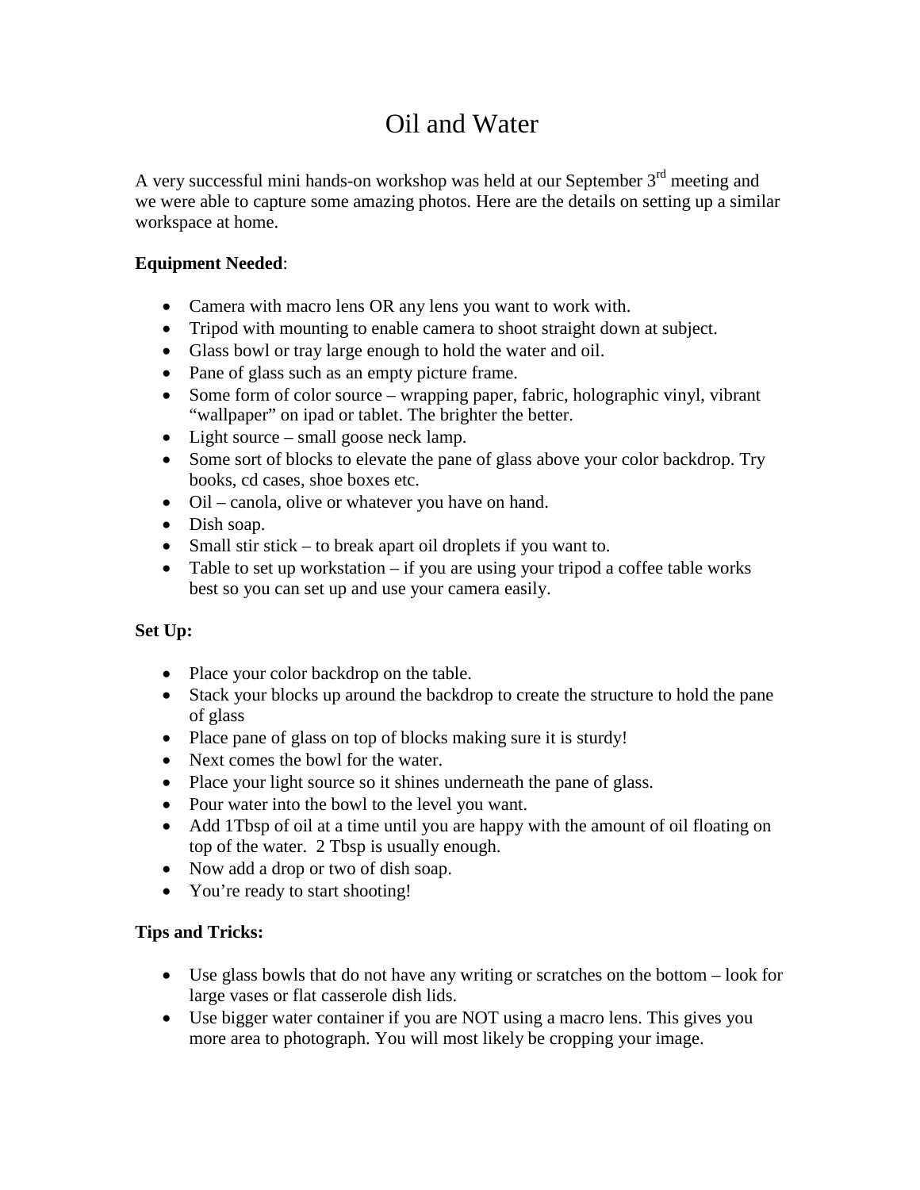# Oil and Water

A very successful mini hands-on workshop was held at our September 3rd meeting and we were able to capture some amazing photos. Here are the details on setting up a similar workspace at home.

**Equipment Needed**:

- Camera with macro lens OR any lens you want to work with.
- Tripod with mounting to enable camera to shoot straight down at subject.
- Glass bowl or tray large enough to hold the water and oil.
- Pane of glass such as an empty picture frame.
- Some form of color source – wrapping paper, fabric, holographic vinyl, vibrant "wallpaper" on ipad or tablet. The brighter the better.
- Light source – small goose neck lamp.
- Some sort of blocks to elevate the pane of glass above your color backdrop. Try books, cd cases, shoe boxes etc.
- Oil – canola, olive or whatever you have on hand.
- Dish soap.
- Small stir stick – to break apart oil droplets if you want to.
- Table to set up workstation – if you are using your tripod a coffee table works best so you can set up and use your camera easily.

**Set Up:**

- Place your color backdrop on the table.
- Stack your blocks up around the backdrop to create the structure to hold the pane of glass
- Place pane of glass on top of blocks making sure it is sturdy!
- Next comes the bowl for the water.
- Place your light source so it shines underneath the pane of glass.
- Pour water into the bowl to the level you want.
- Add 1Tbsp of oil at a time until you are happy with the amount of oil floating on top of the water. 2 Tbsp is usually enough.
- Now add a drop or two of dish soap.
- You're ready to start shooting!

**Tips and Tricks:**

- Use glass bowls that do not have any writing or scratches on the bottom – look for large vases or flat casserole dish lids.
- Use bigger water container if you are NOT using a macro lens. This gives you more area to photograph. You will most likely be cropping your image.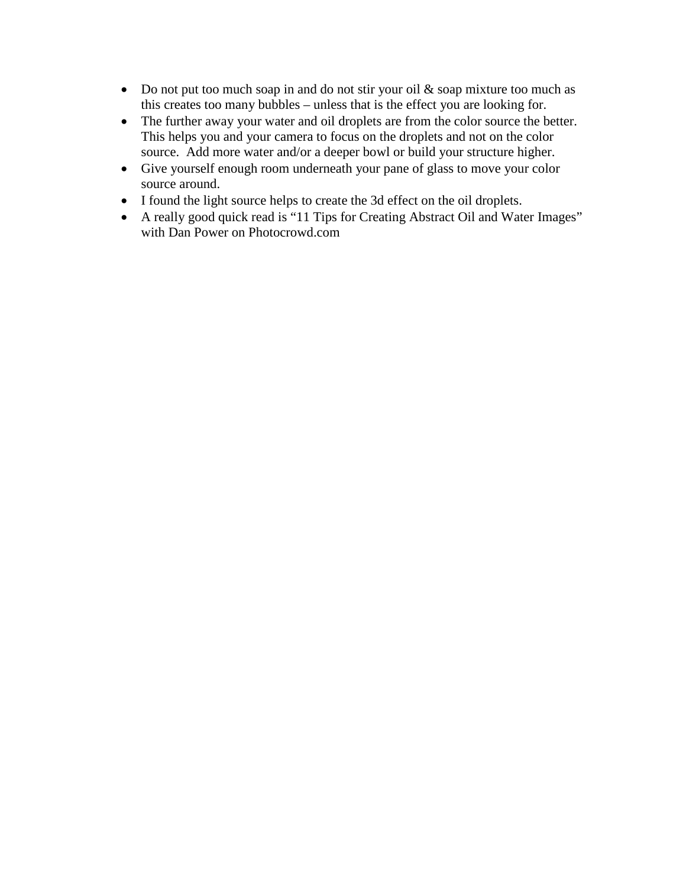- Do not put too much soap in and do not stir your oil & soap mixture too much as this creates too many bubbles – unless that is the effect you are looking for.
- The further away your water and oil droplets are from the color source the better. This helps you and your camera to focus on the droplets and not on the color source. Add more water and/or a deeper bowl or build your structure higher.
- Give yourself enough room underneath your pane of glass to move your color source around.
- I found the light source helps to create the 3d effect on the oil droplets.
- A really good quick read is "11 Tips for Creating Abstract Oil and Water Images" with Dan Power on Photocrowd.com